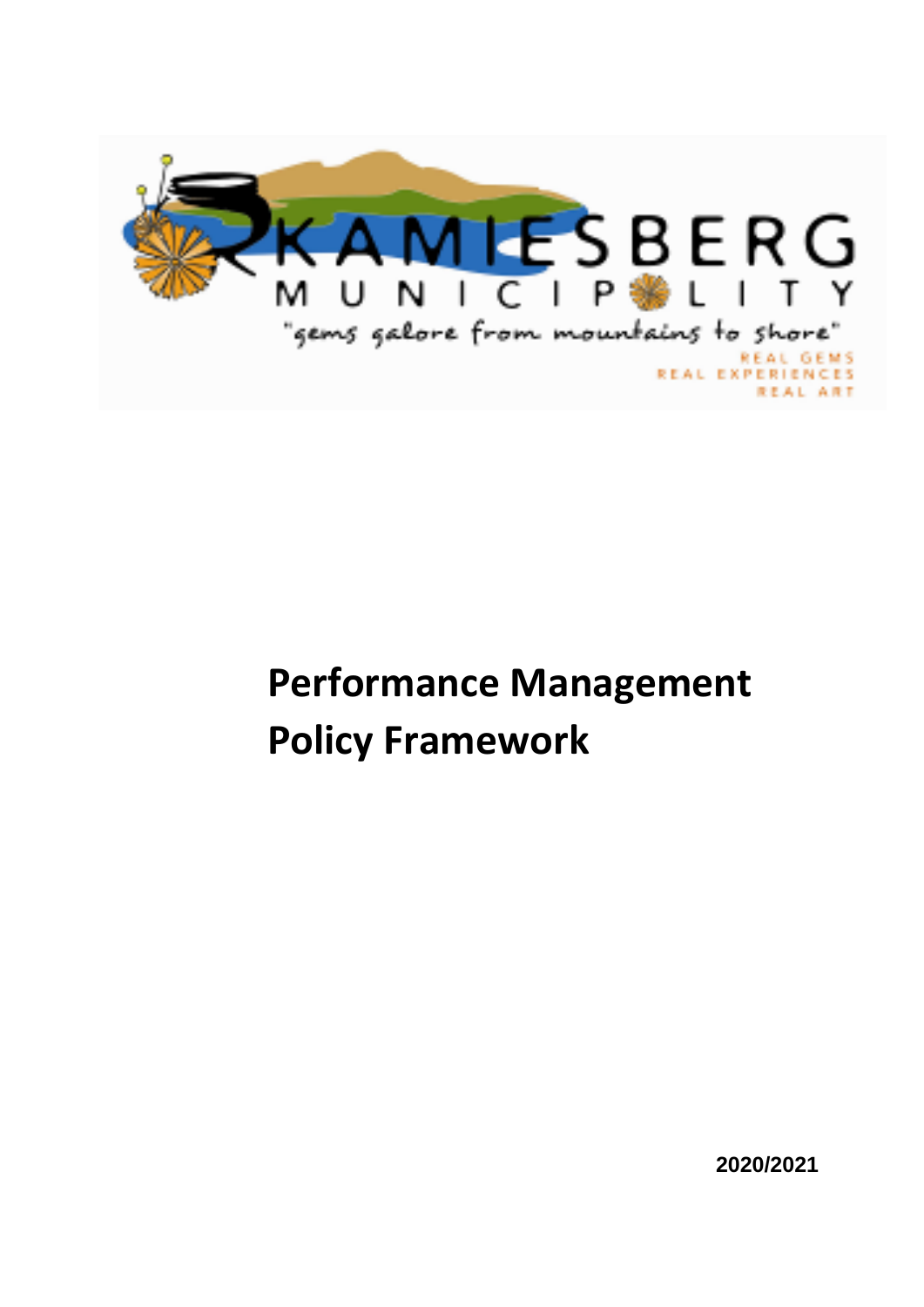# Performance Management Policy Framework

2020/2021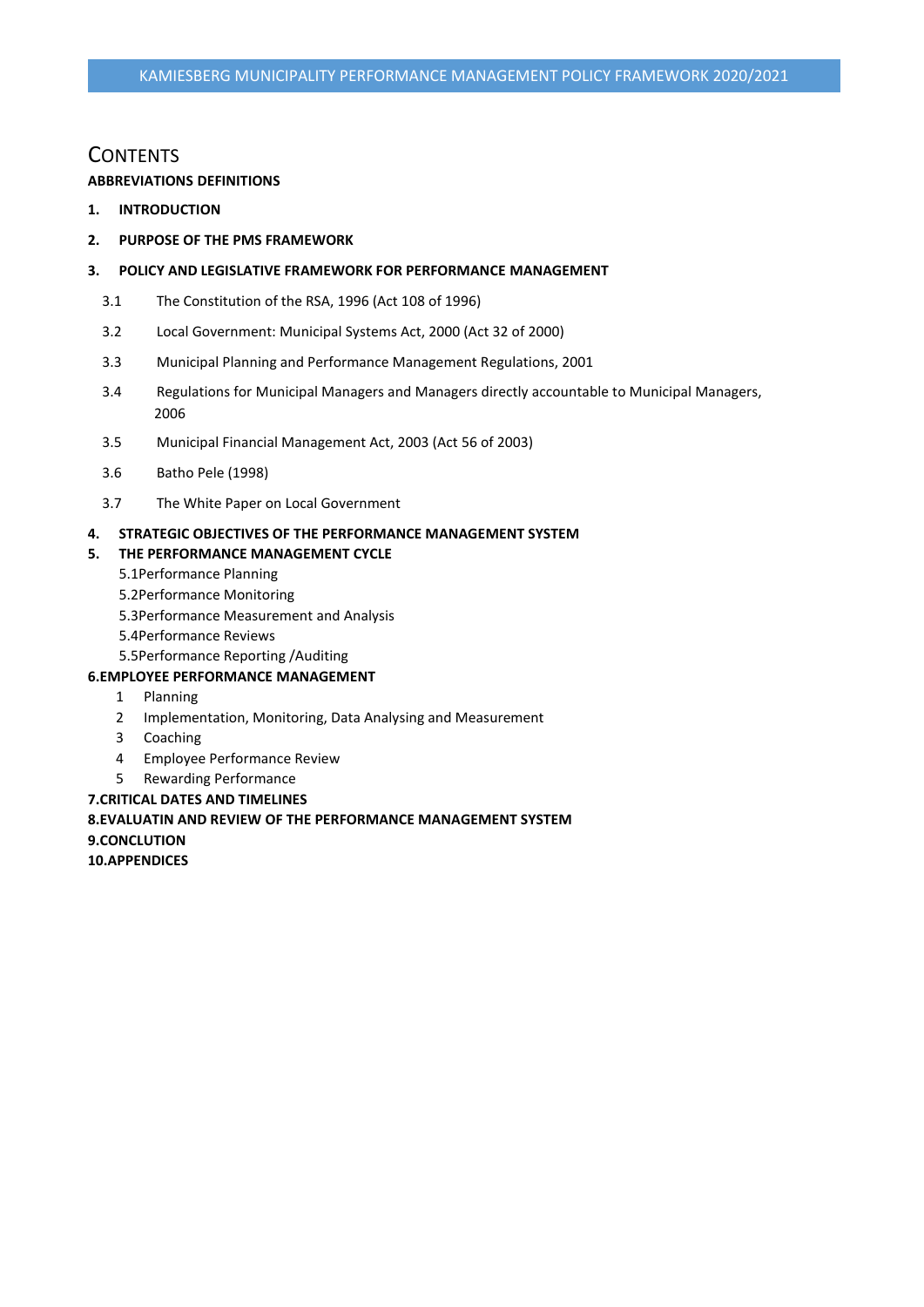# CONTENTS

**ABBREVIATIONS DEFINITIONS**

**1. INTRODUCTION**

**2. PURPOSE OF THE PMS FRAMEWORK**

**3. POLICY AND LEGISLATIVE FRAMEWORK FOR PERFORMANCE MANAGEMENT**

- 3.1 The Constitution of the RSA, 1996 (Act 108 of 1996)
- 3.2 Local Government: Municipal Systems Act, 2000 (Act 32 of 2000)
- 3.3 Municipal Planning and Performance Management Regulations, 2001
- 3.4 Regulations for Municipal Managers and Managers directly accountable to Municipal Managers, 2006
- 3.5 Municipal Financial Management Act, 2003 (Act 56 of 2003)
- 3.6 Batho Pele (1998)
- 3.7 The White Paper on Local Government

**4. STRATEGIC OBJECTIVES OF THE PERFORMANCE MANAGEMENT SYSTEM**

**5. THE PERFORMANCE MANAGEMENT CYCLE**

- 5.1Performance Planning
- 5.2Performance Monitoring
- 5.3Performance Measurement and Analysis
- 5.4Performance Reviews
- 5.5Performance Reporting /Auditing

**6.EMPLOYEE PERFORMANCE MANAGEMENT**

1. Planning
2. Implementation, Monitoring, Data Analysing and Measurement
3. Coaching
4. Employee Performance Review
5. Rewarding Performance

**7.CRITICAL DATES AND TIMELINES**

**8.EVALUATIN AND REVIEW OF THE PERFORMANCE MANAGEMENT SYSTEM**

**9.CONCLUTION**

**10.APPENDICES**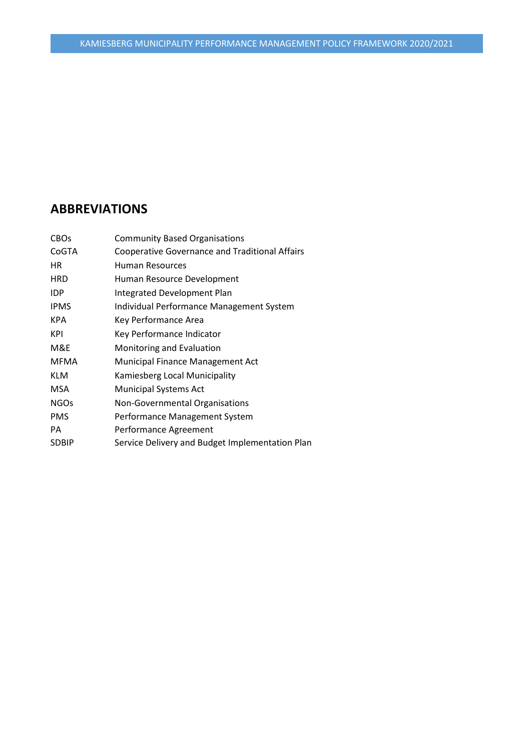## ABBREVIATIONS

| | |
|---|---|
| CBOs | Community Based Organisations |
| CoGTA | Cooperative Governance and Traditional Affairs |
| HR | Human Resources |
| HRD | Human Resource Development |
| IDP | Integrated Development Plan |
| IPMS | Individual Performance Management System |
| KPA | Key Performance Area |
| KPI | Key Performance Indicator |
| M&E | Monitoring and Evaluation |
| MFMA | Municipal Finance Management Act |
| KLM | Kamiesberg Local Municipality |
| MSA | Municipal Systems Act |
| NGOs | Non-Governmental Organisations |
| PMS | Performance Management System |
| PA | Performance Agreement |
| SDBIP | Service Delivery and Budget Implementation Plan |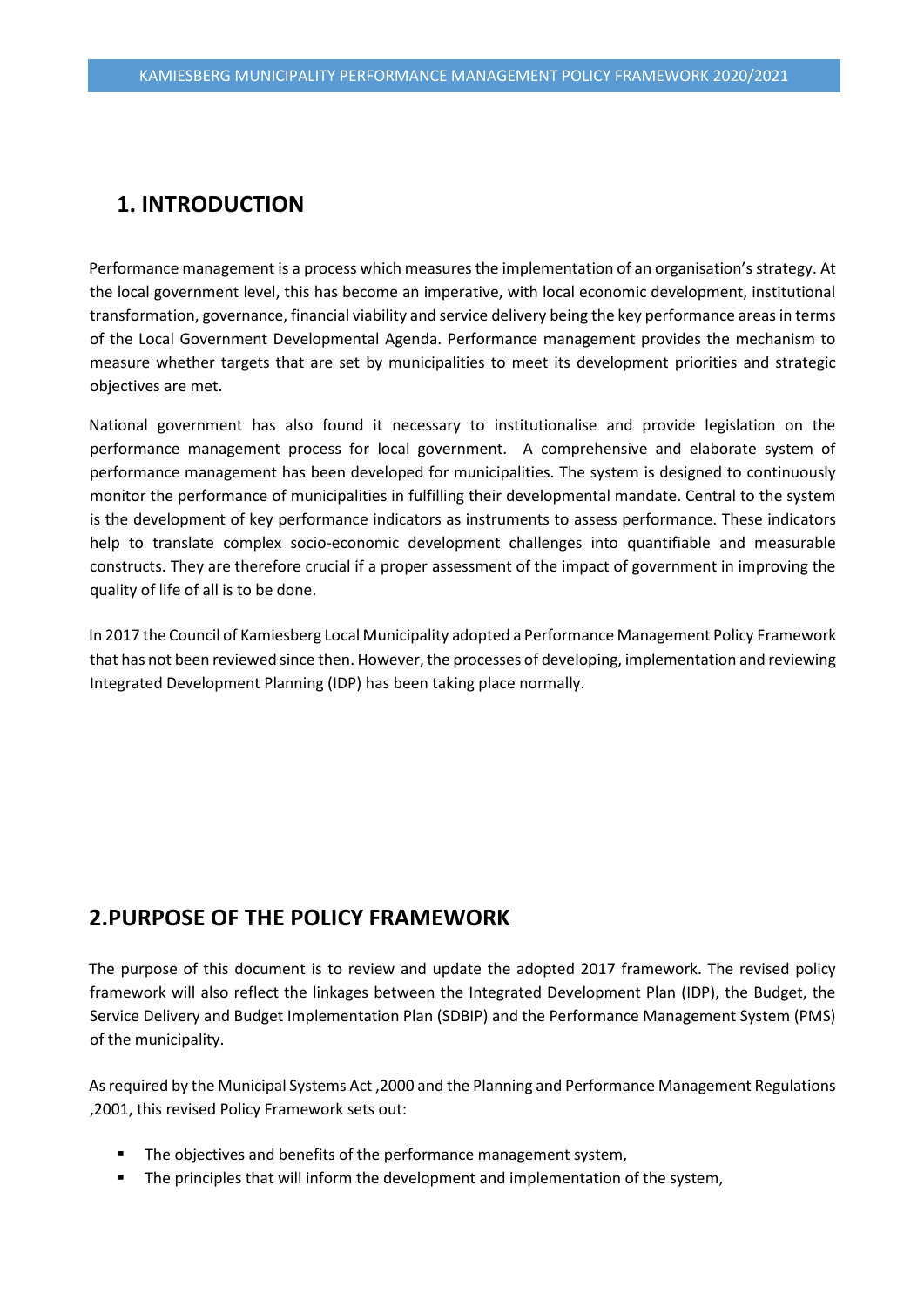## 1. INTRODUCTION

Performance management is a process which measures the implementation of an organisation's strategy. At the local government level, this has become an imperative, with local economic development, institutional transformation, governance, financial viability and service delivery being the key performance areas in terms of the Local Government Developmental Agenda. Performance management provides the mechanism to measure whether targets that are set by municipalities to meet its development priorities and strategic objectives are met.

National government has also found it necessary to institutionalise and provide legislation on the performance management process for local government. A comprehensive and elaborate system of performance management has been developed for municipalities. The system is designed to continuously monitor the performance of municipalities in fulfilling their developmental mandate. Central to the system is the development of key performance indicators as instruments to assess performance. These indicators help to translate complex socio-economic development challenges into quantifiable and measurable constructs. They are therefore crucial if a proper assessment of the impact of government in improving the quality of life of all is to be done.

In 2017 the Council of Kamiesberg Local Municipality adopted a Performance Management Policy Framework that has not been reviewed since then. However, the processes of developing, implementation and reviewing Integrated Development Planning (IDP) has been taking place normally.

## 2.PURPOSE OF THE POLICY FRAMEWORK

The purpose of this document is to review and update the adopted 2017 framework. The revised policy framework will also reflect the linkages between the Integrated Development Plan (IDP), the Budget, the Service Delivery and Budget Implementation Plan (SDBIP) and the Performance Management System (PMS) of the municipality.

As required by the Municipal Systems Act ,2000 and the Planning and Performance Management Regulations ,2001, this revised Policy Framework sets out:

- The objectives and benefits of the performance management system,
- The principles that will inform the development and implementation of the system,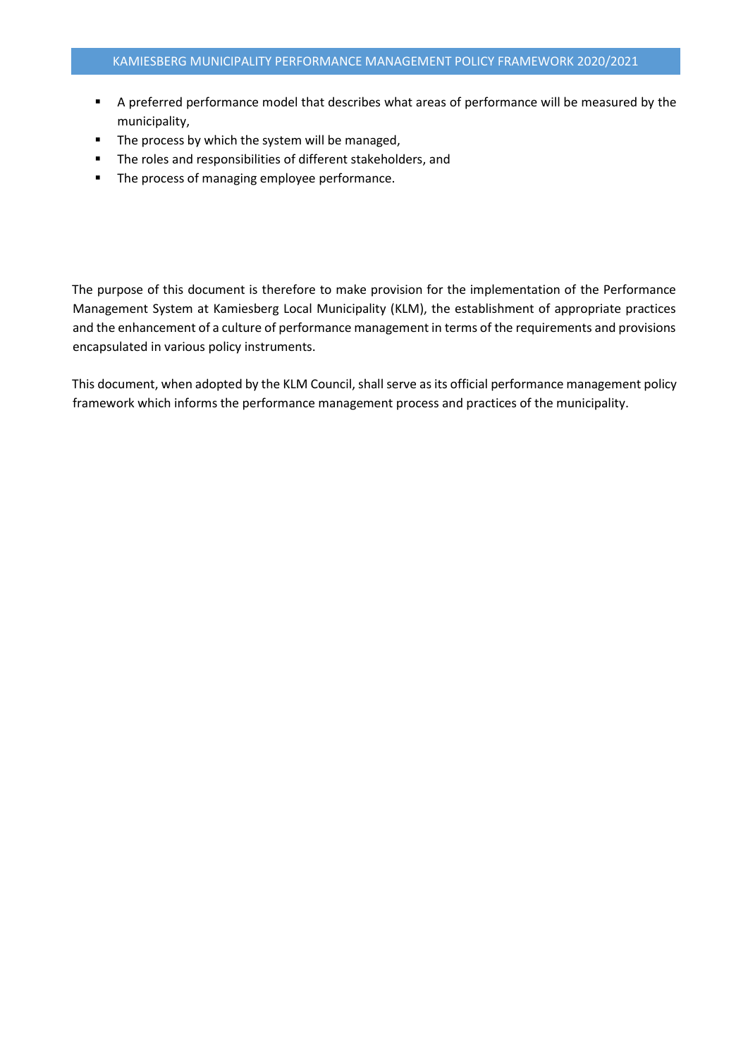- A preferred performance model that describes what areas of performance will be measured by the municipality,
- The process by which the system will be managed,
- The roles and responsibilities of different stakeholders, and
- The process of managing employee performance.

The purpose of this document is therefore to make provision for the implementation of the Performance Management System at Kamiesberg Local Municipality (KLM), the establishment of appropriate practices and the enhancement of a culture of performance management in terms of the requirements and provisions encapsulated in various policy instruments.

This document, when adopted by the KLM Council, shall serve as its official performance management policy framework which informs the performance management process and practices of the municipality.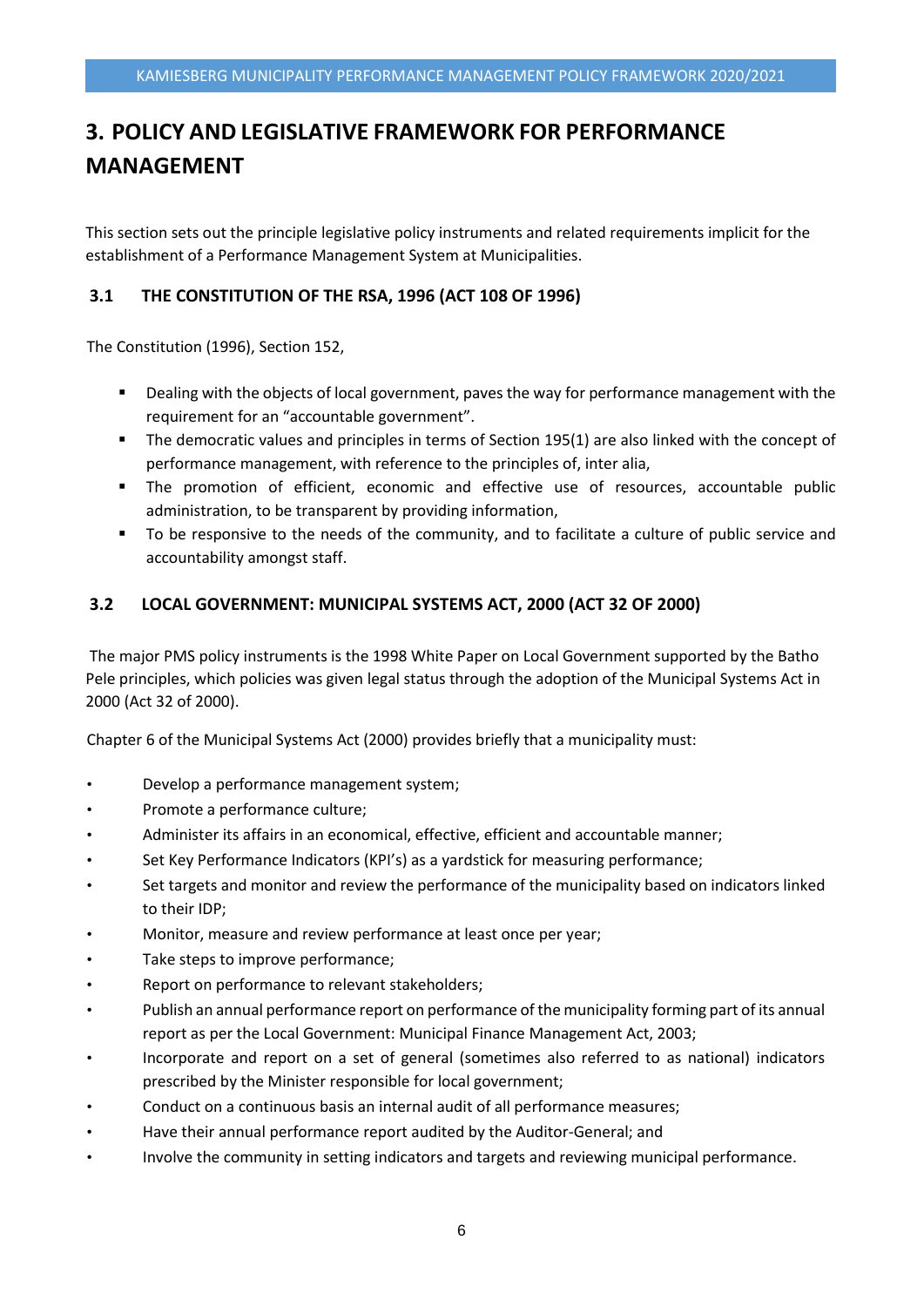# 3. POLICY AND LEGISLATIVE FRAMEWORK FOR PERFORMANCE MANAGEMENT

This section sets out the principle legislative policy instruments and related requirements implicit for the establishment of a Performance Management System at Municipalities.

## 3.1 THE CONSTITUTION OF THE RSA, 1996 (ACT 108 OF 1996)

The Constitution (1996), Section 152,

- Dealing with the objects of local government, paves the way for performance management with the requirement for an "accountable government".
- The democratic values and principles in terms of Section 195(1) are also linked with the concept of performance management, with reference to the principles of, inter alia,
- The promotion of efficient, economic and effective use of resources, accountable public administration, to be transparent by providing information,
- To be responsive to the needs of the community, and to facilitate a culture of public service and accountability amongst staff.

## 3.2 LOCAL GOVERNMENT: MUNICIPAL SYSTEMS ACT, 2000 (ACT 32 OF 2000)

The major PMS policy instruments is the 1998 White Paper on Local Government supported by the Batho Pele principles, which policies was given legal status through the adoption of the Municipal Systems Act in 2000 (Act 32 of 2000).

Chapter 6 of the Municipal Systems Act (2000) provides briefly that a municipality must:

- Develop a performance management system;
- Promote a performance culture;
- Administer its affairs in an economical, effective, efficient and accountable manner;
- Set Key Performance Indicators (KPI's) as a yardstick for measuring performance;
- Set targets and monitor and review the performance of the municipality based on indicators linked to their IDP;
- Monitor, measure and review performance at least once per year;
- Take steps to improve performance;
- Report on performance to relevant stakeholders;
- Publish an annual performance report on performance of the municipality forming part of its annual report as per the Local Government: Municipal Finance Management Act, 2003;
- Incorporate and report on a set of general (sometimes also referred to as national) indicators prescribed by the Minister responsible for local government;
- Conduct on a continuous basis an internal audit of all performance measures;
- Have their annual performance report audited by the Auditor-General; and
- Involve the community in setting indicators and targets and reviewing municipal performance.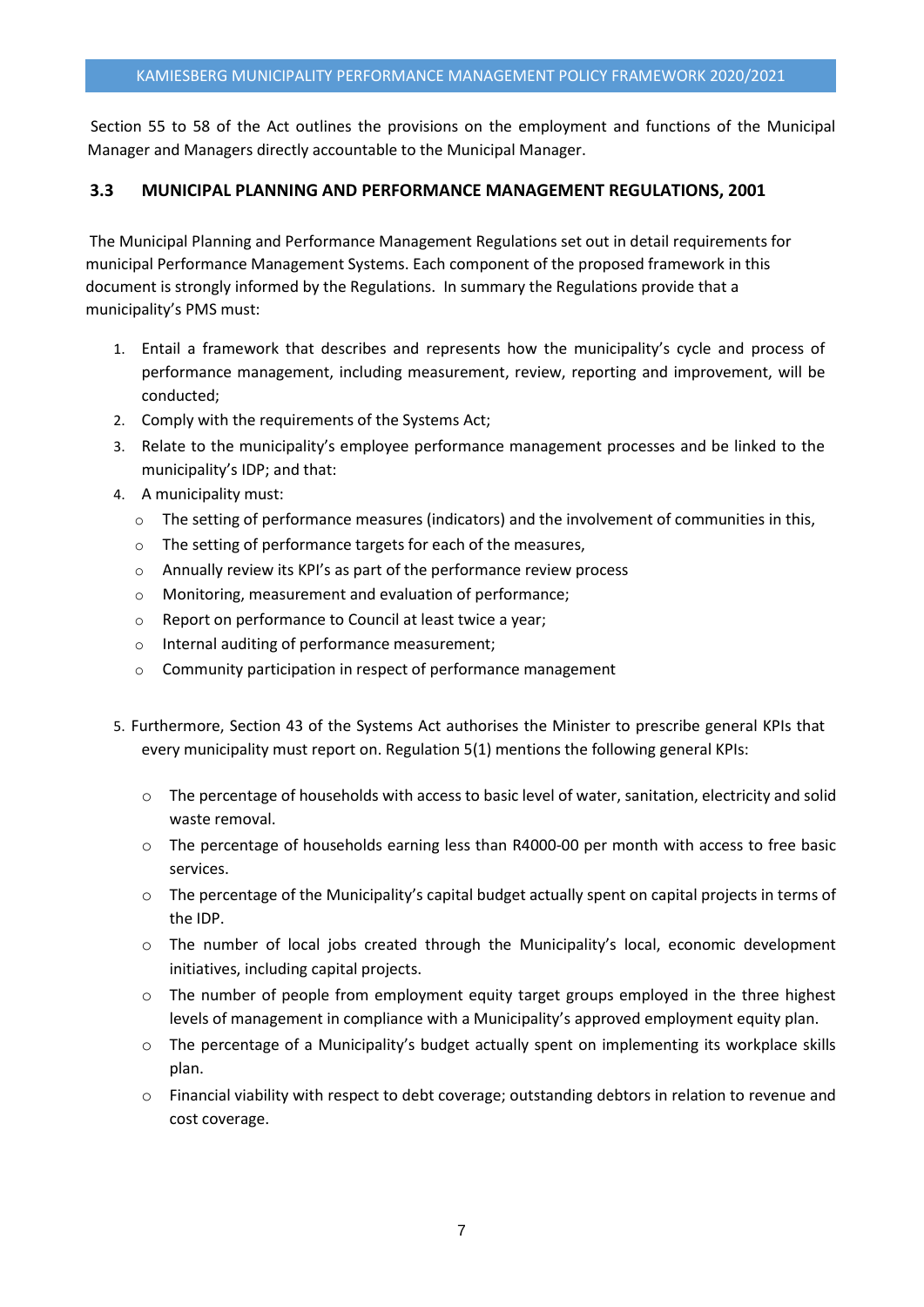Section 55 to 58 of the Act outlines the provisions on the employment and functions of the Municipal Manager and Managers directly accountable to the Municipal Manager.

### 3.3 MUNICIPAL PLANNING AND PERFORMANCE MANAGEMENT REGULATIONS, 2001

The Municipal Planning and Performance Management Regulations set out in detail requirements for municipal Performance Management Systems. Each component of the proposed framework in this document is strongly informed by the Regulations. In summary the Regulations provide that a municipality's PMS must:

1. Entail a framework that describes and represents how the municipality's cycle and process of performance management, including measurement, review, reporting and improvement, will be conducted;
2. Comply with the requirements of the Systems Act;
3. Relate to the municipality's employee performance management processes and be linked to the municipality's IDP; and that:
4. A municipality must:
   - The setting of performance measures (indicators) and the involvement of communities in this,
   - The setting of performance targets for each of the measures,
   - Annually review its KPI's as part of the performance review process
   - Monitoring, measurement and evaluation of performance;
   - Report on performance to Council at least twice a year;
   - Internal auditing of performance measurement;
   - Community participation in respect of performance management

5. Furthermore, Section 43 of the Systems Act authorises the Minister to prescribe general KPIs that every municipality must report on. Regulation 5(1) mentions the following general KPIs:

   - The percentage of households with access to basic level of water, sanitation, electricity and solid waste removal.
   - The percentage of households earning less than R4000-00 per month with access to free basic services.
   - The percentage of the Municipality's capital budget actually spent on capital projects in terms of the IDP.
   - The number of local jobs created through the Municipality's local, economic development initiatives, including capital projects.
   - The number of people from employment equity target groups employed in the three highest levels of management in compliance with a Municipality's approved employment equity plan.
   - The percentage of a Municipality's budget actually spent on implementing its workplace skills plan.
   - Financial viability with respect to debt coverage; outstanding debtors in relation to revenue and cost coverage.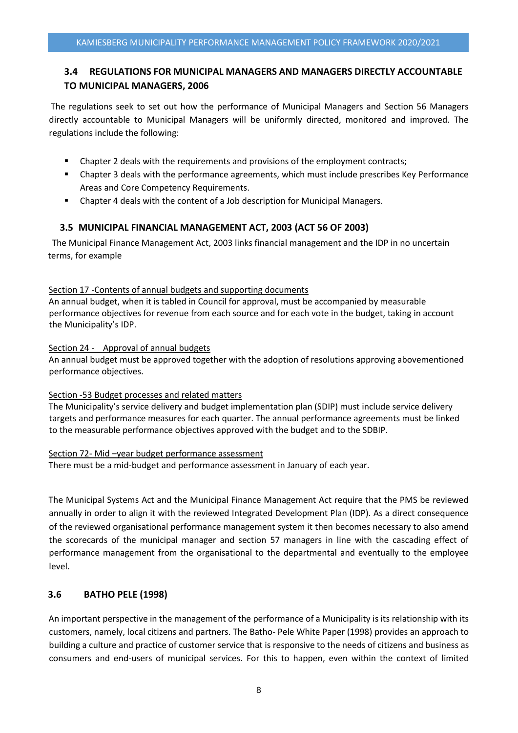### 3.4 REGULATIONS FOR MUNICIPAL MANAGERS AND MANAGERS DIRECTLY ACCOUNTABLE TO MUNICIPAL MANAGERS, 2006

The regulations seek to set out how the performance of Municipal Managers and Section 56 Managers directly accountable to Municipal Managers will be uniformly directed, monitored and improved. The regulations include the following:

- Chapter 2 deals with the requirements and provisions of the employment contracts;
- Chapter 3 deals with the performance agreements, which must include prescribes Key Performance Areas and Core Competency Requirements.
- Chapter 4 deals with the content of a Job description for Municipal Managers.

### 3.5 MUNICIPAL FINANCIAL MANAGEMENT ACT, 2003 (ACT 56 OF 2003)

The Municipal Finance Management Act, 2003 links financial management and the IDP in no uncertain terms, for example

<u>Section 17 -Contents of annual budgets and supporting documents</u>
An annual budget, when it is tabled in Council for approval, must be accompanied by measurable performance objectives for revenue from each source and for each vote in the budget, taking in account the Municipality's IDP.

<u>Section 24 - Approval of annual budgets</u>
An annual budget must be approved together with the adoption of resolutions approving abovementioned performance objectives.

<u>Section -53 Budget processes and related matters</u>
The Municipality's service delivery and budget implementation plan (SDIP) must include service delivery targets and performance measures for each quarter. The annual performance agreements must be linked to the measurable performance objectives approved with the budget and to the SDBIP.

<u>Section 72- Mid –year budget performance assessment</u>
There must be a mid-budget and performance assessment in January of each year.

The Municipal Systems Act and the Municipal Finance Management Act require that the PMS be reviewed annually in order to align it with the reviewed Integrated Development Plan (IDP). As a direct consequence of the reviewed organisational performance management system it then becomes necessary to also amend the scorecards of the municipal manager and section 57 managers in line with the cascading effect of performance management from the organisational to the departmental and eventually to the employee level.

### 3.6 BATHO PELE (1998)

An important perspective in the management of the performance of a Municipality is its relationship with its customers, namely, local citizens and partners. The Batho- Pele White Paper (1998) provides an approach to building a culture and practice of customer service that is responsive to the needs of citizens and business as consumers and end-users of municipal services. For this to happen, even within the context of limited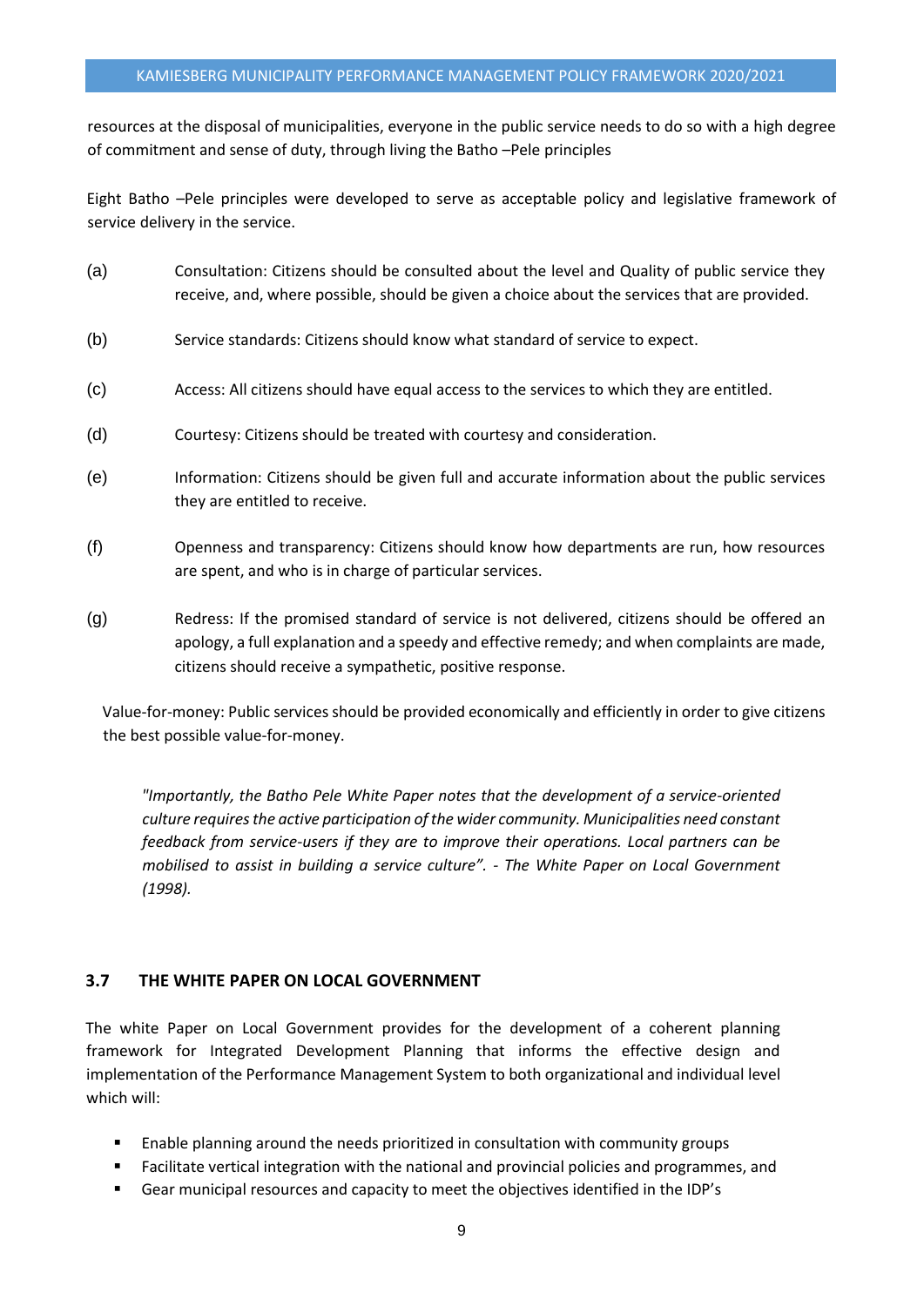resources at the disposal of municipalities, everyone in the public service needs to do so with a high degree of commitment and sense of duty, through living the Batho –Pele principles

Eight Batho –Pele principles were developed to serve as acceptable policy and legislative framework of service delivery in the service.

(a) Consultation: Citizens should be consulted about the level and Quality of public service they receive, and, where possible, should be given a choice about the services that are provided.

(b) Service standards: Citizens should know what standard of service to expect.

(c) Access: All citizens should have equal access to the services to which they are entitled.

(d) Courtesy: Citizens should be treated with courtesy and consideration.

(e) Information: Citizens should be given full and accurate information about the public services they are entitled to receive.

(f) Openness and transparency: Citizens should know how departments are run, how resources are spent, and who is in charge of particular services.

(g) Redress: If the promised standard of service is not delivered, citizens should be offered an apology, a full explanation and a speedy and effective remedy; and when complaints are made, citizens should receive a sympathetic, positive response.

Value-for-money: Public services should be provided economically and efficiently in order to give citizens the best possible value-for-money.

> *"Importantly, the Batho Pele White Paper notes that the development of a service-oriented culture requires the active participation of the wider community. Municipalities need constant feedback from service-users if they are to improve their operations. Local partners can be mobilised to assist in building a service culture". - The White Paper on Local Government (1998).*

### 3.7 THE WHITE PAPER ON LOCAL GOVERNMENT

The white Paper on Local Government provides for the development of a coherent planning framework for Integrated Development Planning that informs the effective design and implementation of the Performance Management System to both organizational and individual level which will:

- Enable planning around the needs prioritized in consultation with community groups
- Facilitate vertical integration with the national and provincial policies and programmes, and
- Gear municipal resources and capacity to meet the objectives identified in the IDP's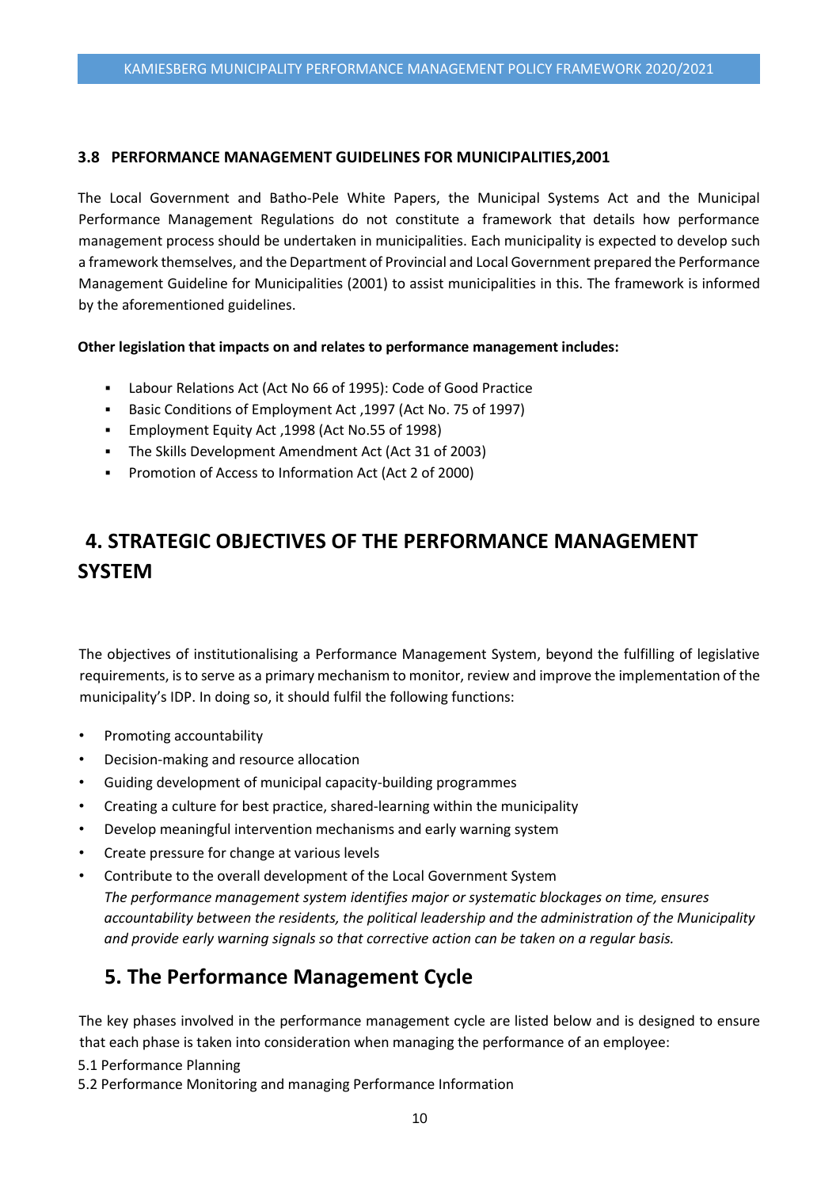### 3.8 PERFORMANCE MANAGEMENT GUIDELINES FOR MUNICIPALITIES,2001

The Local Government and Batho-Pele White Papers, the Municipal Systems Act and the Municipal Performance Management Regulations do not constitute a framework that details how performance management process should be undertaken in municipalities. Each municipality is expected to develop such a framework themselves, and the Department of Provincial and Local Government prepared the Performance Management Guideline for Municipalities (2001) to assist municipalities in this. The framework is informed by the aforementioned guidelines.

**Other legislation that impacts on and relates to performance management includes:**

- Labour Relations Act (Act No 66 of 1995): Code of Good Practice
- Basic Conditions of Employment Act ,1997 (Act No. 75 of 1997)
- Employment Equity Act ,1998 (Act No.55 of 1998)
- The Skills Development Amendment Act (Act 31 of 2003)
- Promotion of Access to Information Act (Act 2 of 2000)

# 4. STRATEGIC OBJECTIVES OF THE PERFORMANCE MANAGEMENT SYSTEM

The objectives of institutionalising a Performance Management System, beyond the fulfilling of legislative requirements, is to serve as a primary mechanism to monitor, review and improve the implementation of the municipality's IDP. In doing so, it should fulfil the following functions:

- Promoting accountability
- Decision-making and resource allocation
- Guiding development of municipal capacity-building programmes
- Creating a culture for best practice, shared-learning within the municipality
- Develop meaningful intervention mechanisms and early warning system
- Create pressure for change at various levels
- Contribute to the overall development of the Local Government System
  *The performance management system identifies major or systematic blockages on time, ensures accountability between the residents, the political leadership and the administration of the Municipality and provide early warning signals so that corrective action can be taken on a regular basis.*

## 5. The Performance Management Cycle

The key phases involved in the performance management cycle are listed below and is designed to ensure that each phase is taken into consideration when managing the performance of an employee:

5.1 Performance Planning
5.2 Performance Monitoring and managing Performance Information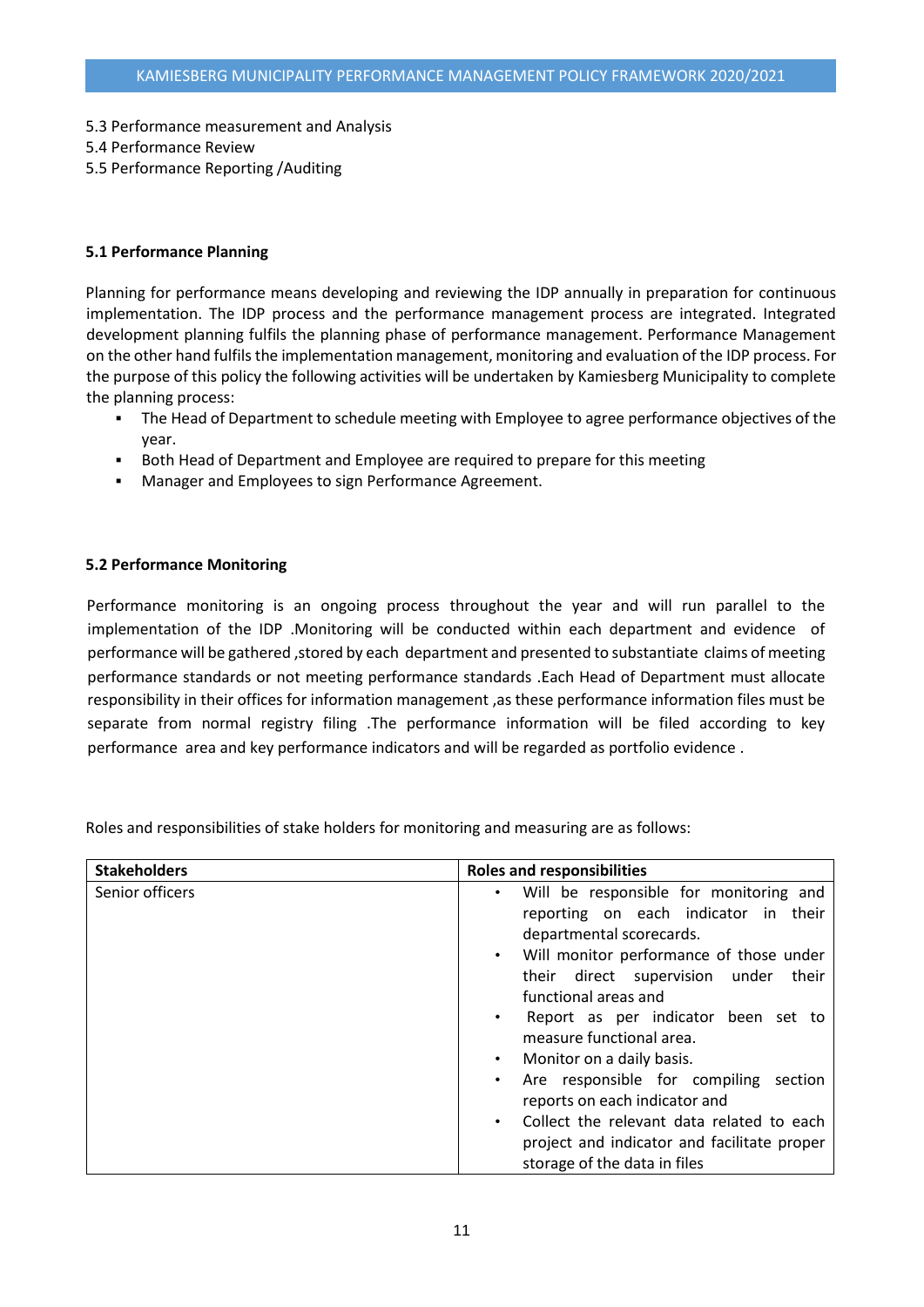5.3 Performance measurement and Analysis
5.4 Performance Review
5.5 Performance Reporting /Auditing

**5.1 Performance Planning**

Planning for performance means developing and reviewing the IDP annually in preparation for continuous implementation. The IDP process and the performance management process are integrated. Integrated development planning fulfils the planning phase of performance management. Performance Management on the other hand fulfils the implementation management, monitoring and evaluation of the IDP process. For the purpose of this policy the following activities will be undertaken by Kamiesberg Municipality to complete the planning process:

- The Head of Department to schedule meeting with Employee to agree performance objectives of the year.
- Both Head of Department and Employee are required to prepare for this meeting
- Manager and Employees to sign Performance Agreement.

**5.2 Performance Monitoring**

Performance monitoring is an ongoing process throughout the year and will run parallel to the implementation of the IDP .Monitoring will be conducted within each department and evidence of performance will be gathered ,stored by each department and presented to substantiate claims of meeting performance standards or not meeting performance standards .Each Head of Department must allocate responsibility in their offices for information management ,as these performance information files must be separate from normal registry filing .The performance information will be filed according to key performance area and key performance indicators and will be regarded as portfolio evidence .

Roles and responsibilities of stake holders for monitoring and measuring are as follows:

| Stakeholders | Roles and responsibilities |
|---|---|
| Senior officers | • Will be responsible for monitoring and reporting on each indicator in their departmental scorecards.<br>• Will monitor performance of those under their direct supervision under their functional areas and<br>• Report as per indicator been set to measure functional area.<br>• Monitor on a daily basis.<br>• Are responsible for compiling section reports on each indicator and<br>• Collect the relevant data related to each project and indicator and facilitate proper storage of the data in files |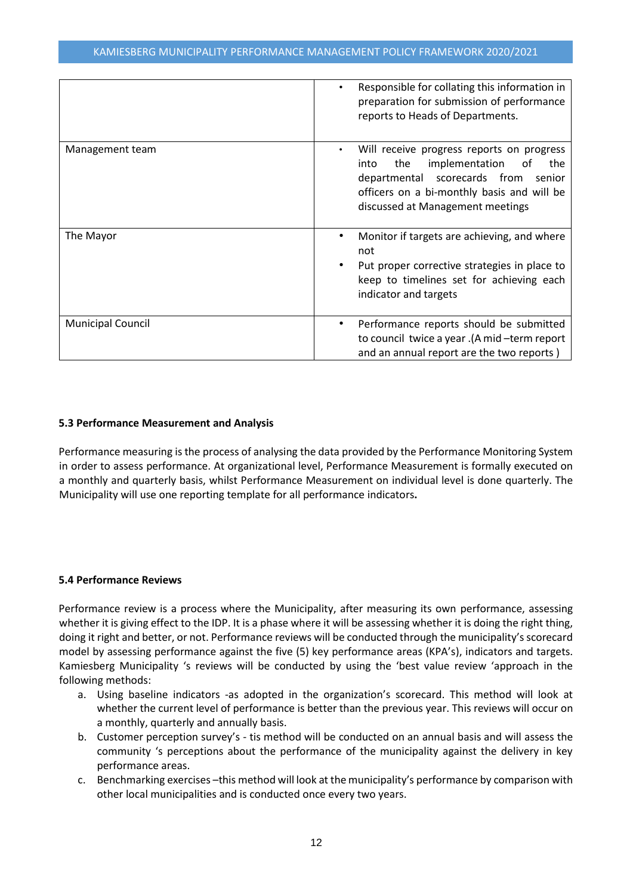| | |
|---|---|
| | • Responsible for collating this information in preparation for submission of performance reports to Heads of Departments. |
| Management team | • Will receive progress reports on progress into the implementation of the departmental scorecards from senior officers on a bi-monthly basis and will be discussed at Management meetings |
| The Mayor | • Monitor if targets are achieving, and where not<br>• Put proper corrective strategies in place to keep to timelines set for achieving each indicator and targets |
| Municipal Council | • Performance reports should be submitted to council twice a year .(A mid –term report and an annual report are the two reports ) |

**5.3 Performance Measurement and Analysis**

Performance measuring is the process of analysing the data provided by the Performance Monitoring System in order to assess performance. At organizational level, Performance Measurement is formally executed on a monthly and quarterly basis, whilst Performance Measurement on individual level is done quarterly. The Municipality will use one reporting template for all performance indicators**.**

**5.4 Performance Reviews**

Performance review is a process where the Municipality, after measuring its own performance, assessing whether it is giving effect to the IDP. It is a phase where it will be assessing whether it is doing the right thing, doing it right and better, or not. Performance reviews will be conducted through the municipality's scorecard model by assessing performance against the five (5) key performance areas (KPA's), indicators and targets. Kamiesberg Municipality 's reviews will be conducted by using the 'best value review 'approach in the following methods:

a. Using baseline indicators -as adopted in the organization's scorecard. This method will look at whether the current level of performance is better than the previous year. This reviews will occur on a monthly, quarterly and annually basis.
b. Customer perception survey's - tis method will be conducted on an annual basis and will assess the community 's perceptions about the performance of the municipality against the delivery in key performance areas.
c. Benchmarking exercises –this method will look at the municipality's performance by comparison with other local municipalities and is conducted once every two years.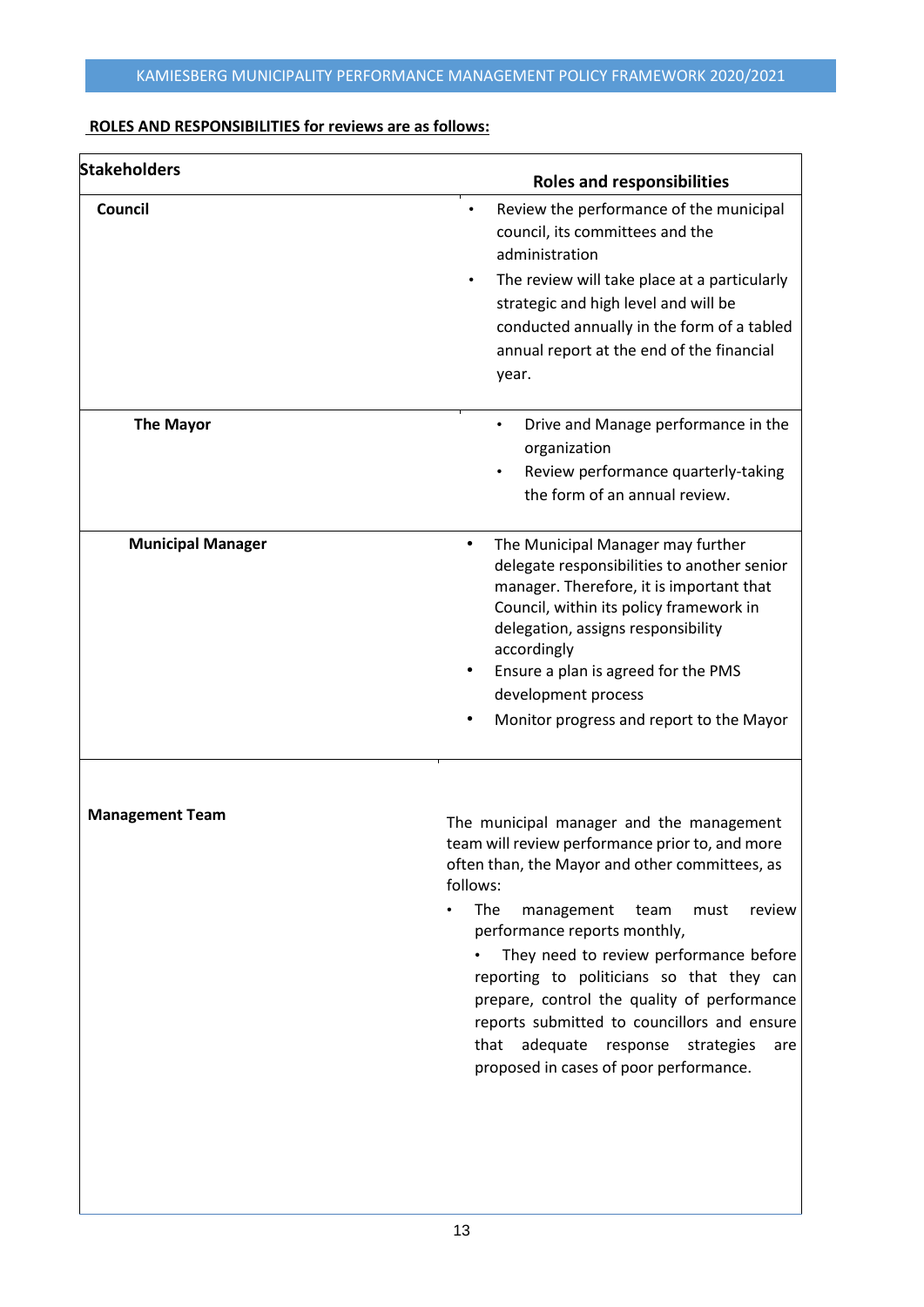**ROLES AND RESPONSIBILITIES for reviews are as follows:**

| Stakeholders | Roles and responsibilities |
|---|---|
| **Council** | • Review the performance of the municipal council, its committees and the administration<br>• The review will take place at a particularly strategic and high level and will be conducted annually in the form of a tabled annual report at the end of the financial year. |
| **The Mayor** | • Drive and Manage performance in the organization<br>• Review performance quarterly-taking the form of an annual review. |
| **Municipal Manager** | • The Municipal Manager may further delegate responsibilities to another senior manager. Therefore, it is important that Council, within its policy framework in delegation, assigns responsibility accordingly<br>• Ensure a plan is agreed for the PMS development process<br>• Monitor progress and report to the Mayor |
| **Management Team** | The municipal manager and the management team will review performance prior to, and more often than, the Mayor and other committees, as follows:<br>• The management team must review performance reports monthly,<br>• They need to review performance before reporting to politicians so that they can prepare, control the quality of performance reports submitted to councillors and ensure that adequate response strategies are proposed in cases of poor performance. |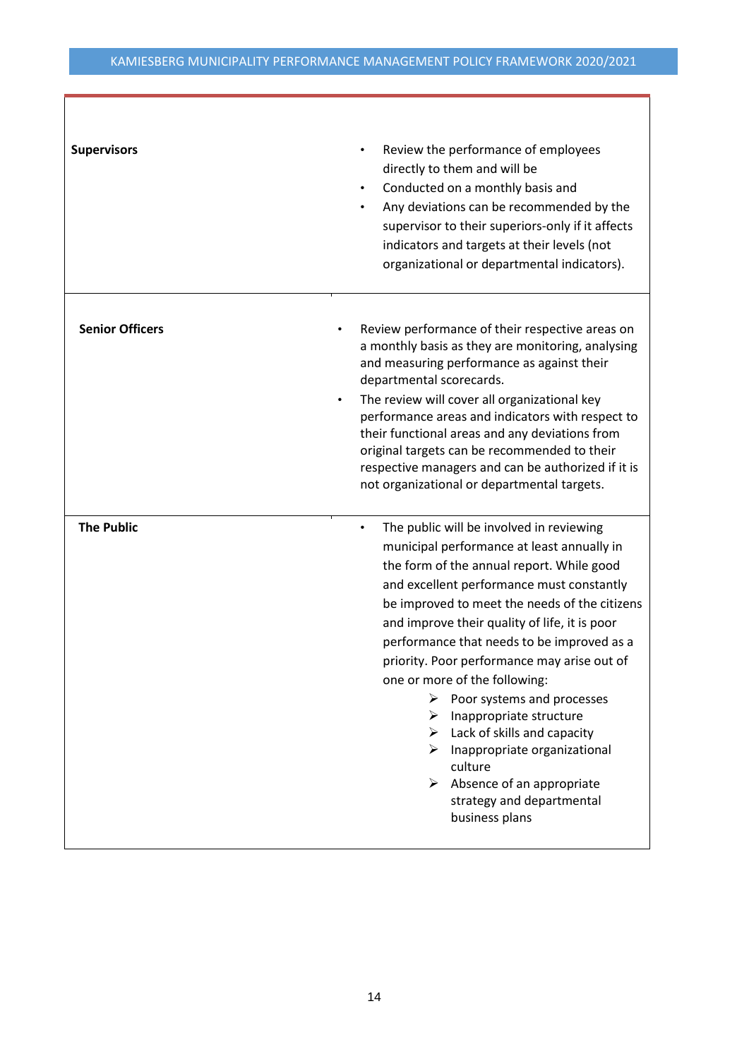| | |
|---|---|
| **Supervisors** | • Review the performance of employees directly to them and will be<br>• Conducted on a monthly basis and<br>• Any deviations can be recommended by the supervisor to their superiors-only if it affects indicators and targets at their levels (not organizational or departmental indicators). |
| **Senior Officers** | • Review performance of their respective areas on a monthly basis as they are monitoring, analysing and measuring performance as against their departmental scorecards.<br>• The review will cover all organizational key performance areas and indicators with respect to their functional areas and any deviations from original targets can be recommended to their respective managers and can be authorized if it is not organizational or departmental targets. |
| **The Public** | • The public will be involved in reviewing municipal performance at least annually in the form of the annual report. While good and excellent performance must constantly be improved to meet the needs of the citizens and improve their quality of life, it is poor performance that needs to be improved as a priority. Poor performance may arise out of one or more of the following:<br>➢ Poor systems and processes<br>➢ Inappropriate structure<br>➢ Lack of skills and capacity<br>➢ Inappropriate organizational culture<br>➢ Absence of an appropriate strategy and departmental business plans |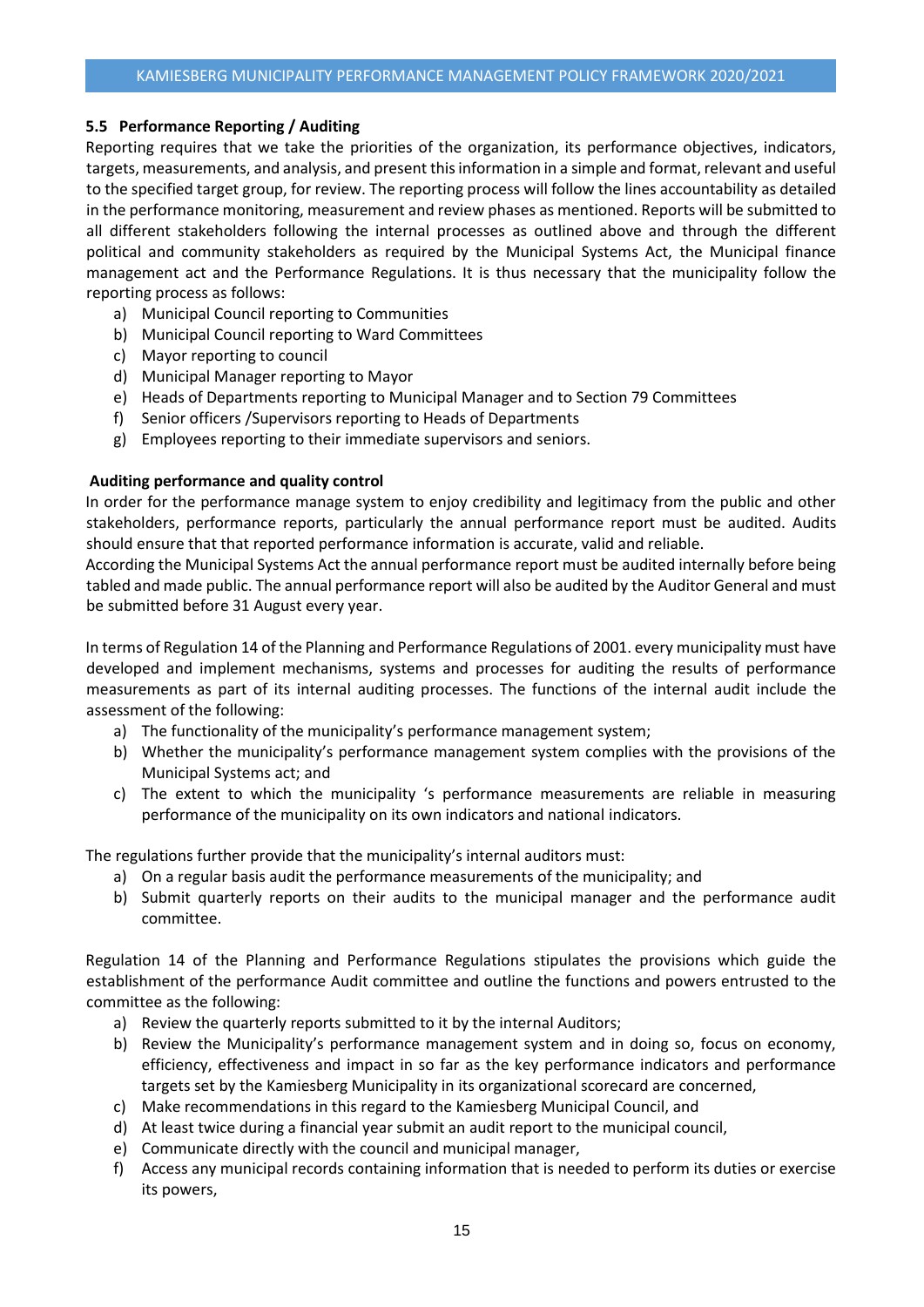### 5.5 Performance Reporting / Auditing

Reporting requires that we take the priorities of the organization, its performance objectives, indicators, targets, measurements, and analysis, and present this information in a simple and format, relevant and useful to the specified target group, for review. The reporting process will follow the lines accountability as detailed in the performance monitoring, measurement and review phases as mentioned. Reports will be submitted to all different stakeholders following the internal processes as outlined above and through the different political and community stakeholders as required by the Municipal Systems Act, the Municipal finance management act and the Performance Regulations. It is thus necessary that the municipality follow the reporting process as follows:

a) Municipal Council reporting to Communities
b) Municipal Council reporting to Ward Committees
c) Mayor reporting to council
d) Municipal Manager reporting to Mayor
e) Heads of Departments reporting to Municipal Manager and to Section 79 Committees
f) Senior officers /Supervisors reporting to Heads of Departments
g) Employees reporting to their immediate supervisors and seniors.

**Auditing performance and quality control**

In order for the performance manage system to enjoy credibility and legitimacy from the public and other stakeholders, performance reports, particularly the annual performance report must be audited. Audits should ensure that that reported performance information is accurate, valid and reliable.
According the Municipal Systems Act the annual performance report must be audited internally before being tabled and made public. The annual performance report will also be audited by the Auditor General and must be submitted before 31 August every year.

In terms of Regulation 14 of the Planning and Performance Regulations of 2001. every municipality must have developed and implement mechanisms, systems and processes for auditing the results of performance measurements as part of its internal auditing processes. The functions of the internal audit include the assessment of the following:

a) The functionality of the municipality's performance management system;
b) Whether the municipality's performance management system complies with the provisions of the Municipal Systems act; and
c) The extent to which the municipality 's performance measurements are reliable in measuring performance of the municipality on its own indicators and national indicators.

The regulations further provide that the municipality's internal auditors must:

a) On a regular basis audit the performance measurements of the municipality; and
b) Submit quarterly reports on their audits to the municipal manager and the performance audit committee.

Regulation 14 of the Planning and Performance Regulations stipulates the provisions which guide the establishment of the performance Audit committee and outline the functions and powers entrusted to the committee as the following:

a) Review the quarterly reports submitted to it by the internal Auditors;
b) Review the Municipality's performance management system and in doing so, focus on economy, efficiency, effectiveness and impact in so far as the key performance indicators and performance targets set by the Kamiesberg Municipality in its organizational scorecard are concerned,
c) Make recommendations in this regard to the Kamiesberg Municipal Council, and
d) At least twice during a financial year submit an audit report to the municipal council,
e) Communicate directly with the council and municipal manager,
f) Access any municipal records containing information that is needed to perform its duties or exercise its powers,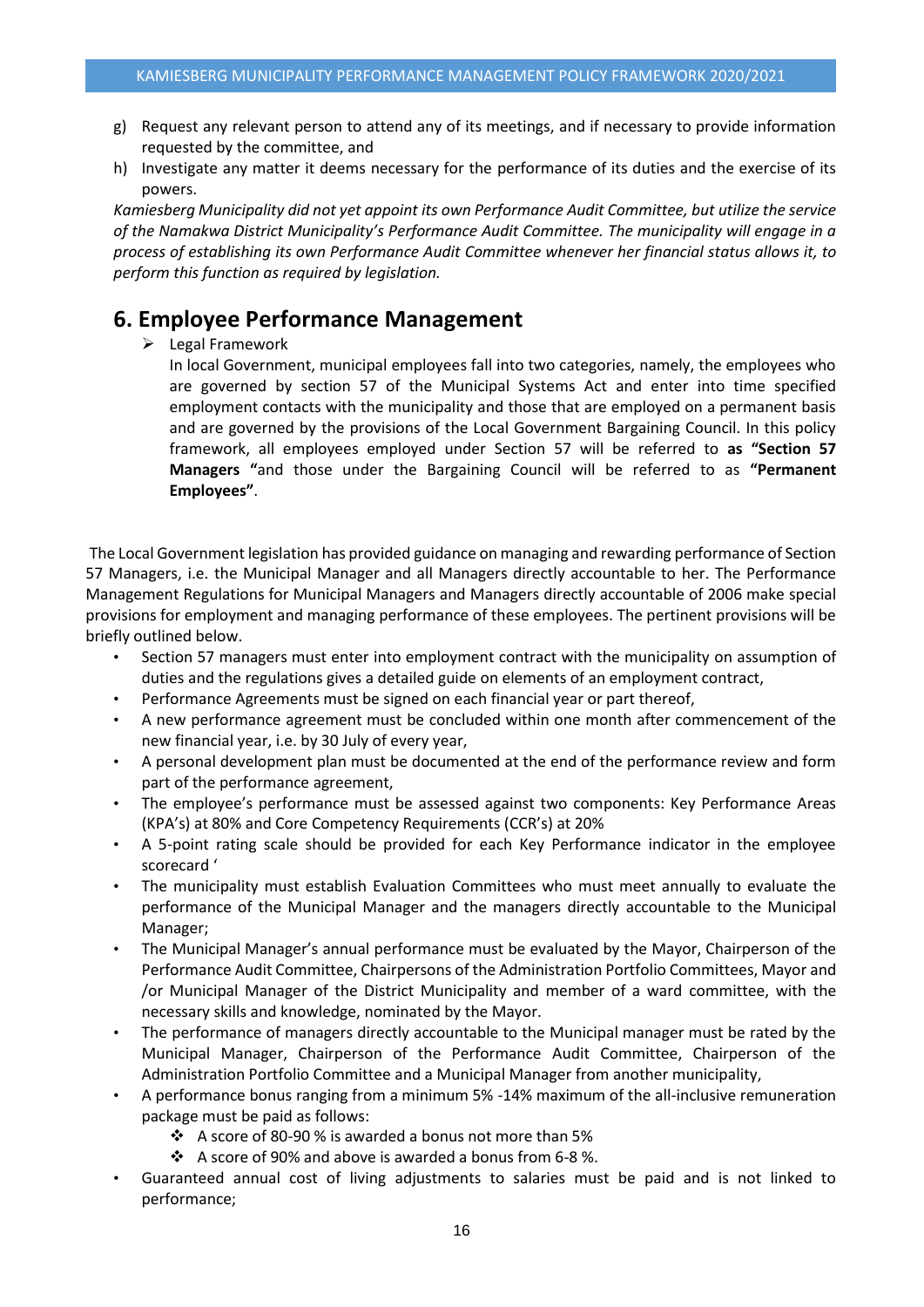g) Request any relevant person to attend any of its meetings, and if necessary to provide information requested by the committee, and
h) Investigate any matter it deems necessary for the performance of its duties and the exercise of its powers.

*Kamiesberg Municipality did not yet appoint its own Performance Audit Committee, but utilize the service of the Namakwa District Municipality's Performance Audit Committee. The municipality will engage in a process of establishing its own Performance Audit Committee whenever her financial status allows it, to perform this function as required by legislation.*

## 6. Employee Performance Management

- Legal Framework

  In local Government, municipal employees fall into two categories, namely, the employees who are governed by section 57 of the Municipal Systems Act and enter into time specified employment contacts with the municipality and those that are employed on a permanent basis and are governed by the provisions of the Local Government Bargaining Council. In this policy framework, all employees employed under Section 57 will be referred to **as "Section 57 Managers "**and those under the Bargaining Council will be referred to as **"Permanent Employees"**.

The Local Government legislation has provided guidance on managing and rewarding performance of Section 57 Managers, i.e. the Municipal Manager and all Managers directly accountable to her. The Performance Management Regulations for Municipal Managers and Managers directly accountable of 2006 make special provisions for employment and managing performance of these employees. The pertinent provisions will be briefly outlined below.

- Section 57 managers must enter into employment contract with the municipality on assumption of duties and the regulations gives a detailed guide on elements of an employment contract,
- Performance Agreements must be signed on each financial year or part thereof,
- A new performance agreement must be concluded within one month after commencement of the new financial year, i.e. by 30 July of every year,
- A personal development plan must be documented at the end of the performance review and form part of the performance agreement,
- The employee's performance must be assessed against two components: Key Performance Areas (KPA's) at 80% and Core Competency Requirements (CCR's) at 20%
- A 5-point rating scale should be provided for each Key Performance indicator in the employee scorecard '
- The municipality must establish Evaluation Committees who must meet annually to evaluate the performance of the Municipal Manager and the managers directly accountable to the Municipal Manager;
- The Municipal Manager's annual performance must be evaluated by the Mayor, Chairperson of the Performance Audit Committee, Chairpersons of the Administration Portfolio Committees, Mayor and /or Municipal Manager of the District Municipality and member of a ward committee, with the necessary skills and knowledge, nominated by the Mayor.
- The performance of managers directly accountable to the Municipal manager must be rated by the Municipal Manager, Chairperson of the Performance Audit Committee, Chairperson of the Administration Portfolio Committee and a Municipal Manager from another municipality,
- A performance bonus ranging from a minimum 5% -14% maximum of the all-inclusive remuneration package must be paid as follows:
  - A score of 80-90 % is awarded a bonus not more than 5%
  - A score of 90% and above is awarded a bonus from 6-8 %.
- Guaranteed annual cost of living adjustments to salaries must be paid and is not linked to performance;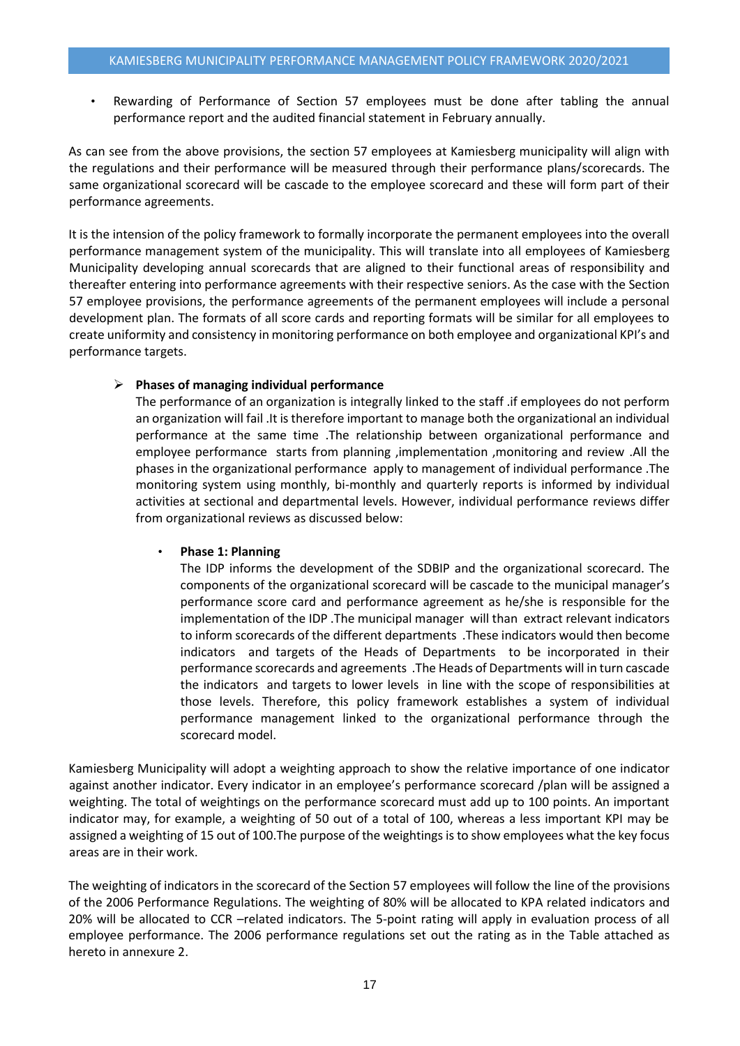- Rewarding of Performance of Section 57 employees must be done after tabling the annual performance report and the audited financial statement in February annually.

As can see from the above provisions, the section 57 employees at Kamiesberg municipality will align with the regulations and their performance will be measured through their performance plans/scorecards. The same organizational scorecard will be cascade to the employee scorecard and these will form part of their performance agreements.

It is the intension of the policy framework to formally incorporate the permanent employees into the overall performance management system of the municipality. This will translate into all employees of Kamiesberg Municipality developing annual scorecards that are aligned to their functional areas of responsibility and thereafter entering into performance agreements with their respective seniors. As the case with the Section 57 employee provisions, the performance agreements of the permanent employees will include a personal development plan. The formats of all score cards and reporting formats will be similar for all employees to create uniformity and consistency in monitoring performance on both employee and organizational KPI's and performance targets.

- **Phases of managing individual performance**

  The performance of an organization is integrally linked to the staff .if employees do not perform an organization will fail .It is therefore important to manage both the organizational an individual performance at the same time .The relationship between organizational performance and employee performance starts from planning ,implementation ,monitoring and review .All the phases in the organizational performance apply to management of individual performance .The monitoring system using monthly, bi-monthly and quarterly reports is informed by individual activities at sectional and departmental levels. However, individual performance reviews differ from organizational reviews as discussed below:

  - **Phase 1: Planning**

    The IDP informs the development of the SDBIP and the organizational scorecard. The components of the organizational scorecard will be cascade to the municipal manager's performance score card and performance agreement as he/she is responsible for the implementation of the IDP .The municipal manager will than extract relevant indicators to inform scorecards of the different departments .These indicators would then become indicators and targets of the Heads of Departments to be incorporated in their performance scorecards and agreements .The Heads of Departments will in turn cascade the indicators and targets to lower levels in line with the scope of responsibilities at those levels. Therefore, this policy framework establishes a system of individual performance management linked to the organizational performance through the scorecard model.

Kamiesberg Municipality will adopt a weighting approach to show the relative importance of one indicator against another indicator. Every indicator in an employee's performance scorecard /plan will be assigned a weighting. The total of weightings on the performance scorecard must add up to 100 points. An important indicator may, for example, a weighting of 50 out of a total of 100, whereas a less important KPI may be assigned a weighting of 15 out of 100.The purpose of the weightings is to show employees what the key focus areas are in their work.

The weighting of indicators in the scorecard of the Section 57 employees will follow the line of the provisions of the 2006 Performance Regulations. The weighting of 80% will be allocated to KPA related indicators and 20% will be allocated to CCR –related indicators. The 5-point rating will apply in evaluation process of all employee performance. The 2006 performance regulations set out the rating as in the Table attached as hereto in annexure 2.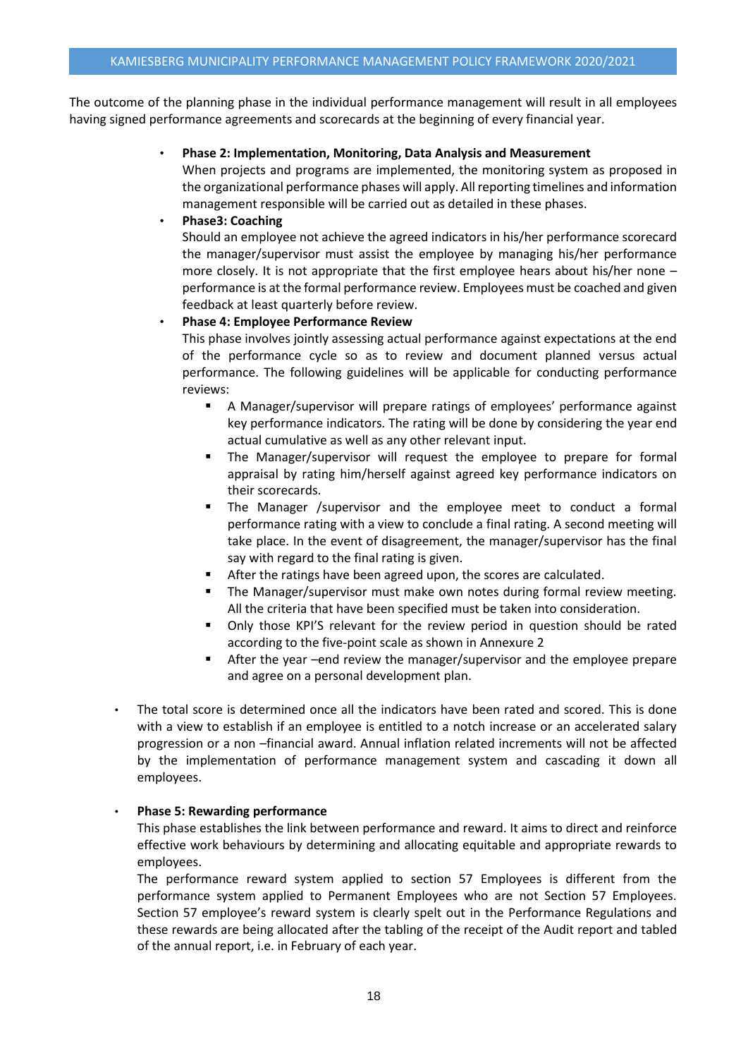The outcome of the planning phase in the individual performance management will result in all employees having signed performance agreements and scorecards at the beginning of every financial year.

- **Phase 2: Implementation, Monitoring, Data Analysis and Measurement**
  When projects and programs are implemented, the monitoring system as proposed in the organizational performance phases will apply. All reporting timelines and information management responsible will be carried out as detailed in these phases.
- **Phase3: Coaching**
  Should an employee not achieve the agreed indicators in his/her performance scorecard the manager/supervisor must assist the employee by managing his/her performance more closely. It is not appropriate that the first employee hears about his/her none – performance is at the formal performance review. Employees must be coached and given feedback at least quarterly before review.
- **Phase 4: Employee Performance Review**
  This phase involves jointly assessing actual performance against expectations at the end of the performance cycle so as to review and document planned versus actual performance. The following guidelines will be applicable for conducting performance reviews:
  - A Manager/supervisor will prepare ratings of employees' performance against key performance indicators. The rating will be done by considering the year end actual cumulative as well as any other relevant input.
  - The Manager/supervisor will request the employee to prepare for formal appraisal by rating him/herself against agreed key performance indicators on their scorecards.
  - The Manager /supervisor and the employee meet to conduct a formal performance rating with a view to conclude a final rating. A second meeting will take place. In the event of disagreement, the manager/supervisor has the final say with regard to the final rating is given.
  - After the ratings have been agreed upon, the scores are calculated.
  - The Manager/supervisor must make own notes during formal review meeting. All the criteria that have been specified must be taken into consideration.
  - Only those KPI'S relevant for the review period in question should be rated according to the five-point scale as shown in Annexure 2
  - After the year –end review the manager/supervisor and the employee prepare and agree on a personal development plan.

- The total score is determined once all the indicators have been rated and scored. This is done with a view to establish if an employee is entitled to a notch increase or an accelerated salary progression or a non –financial award. Annual inflation related increments will not be affected by the implementation of performance management system and cascading it down all employees.

- **Phase 5: Rewarding performance**
  This phase establishes the link between performance and reward. It aims to direct and reinforce effective work behaviours by determining and allocating equitable and appropriate rewards to employees.
  The performance reward system applied to section 57 Employees is different from the performance system applied to Permanent Employees who are not Section 57 Employees. Section 57 employee's reward system is clearly spelt out in the Performance Regulations and these rewards are being allocated after the tabling of the receipt of the Audit report and tabled of the annual report, i.e. in February of each year.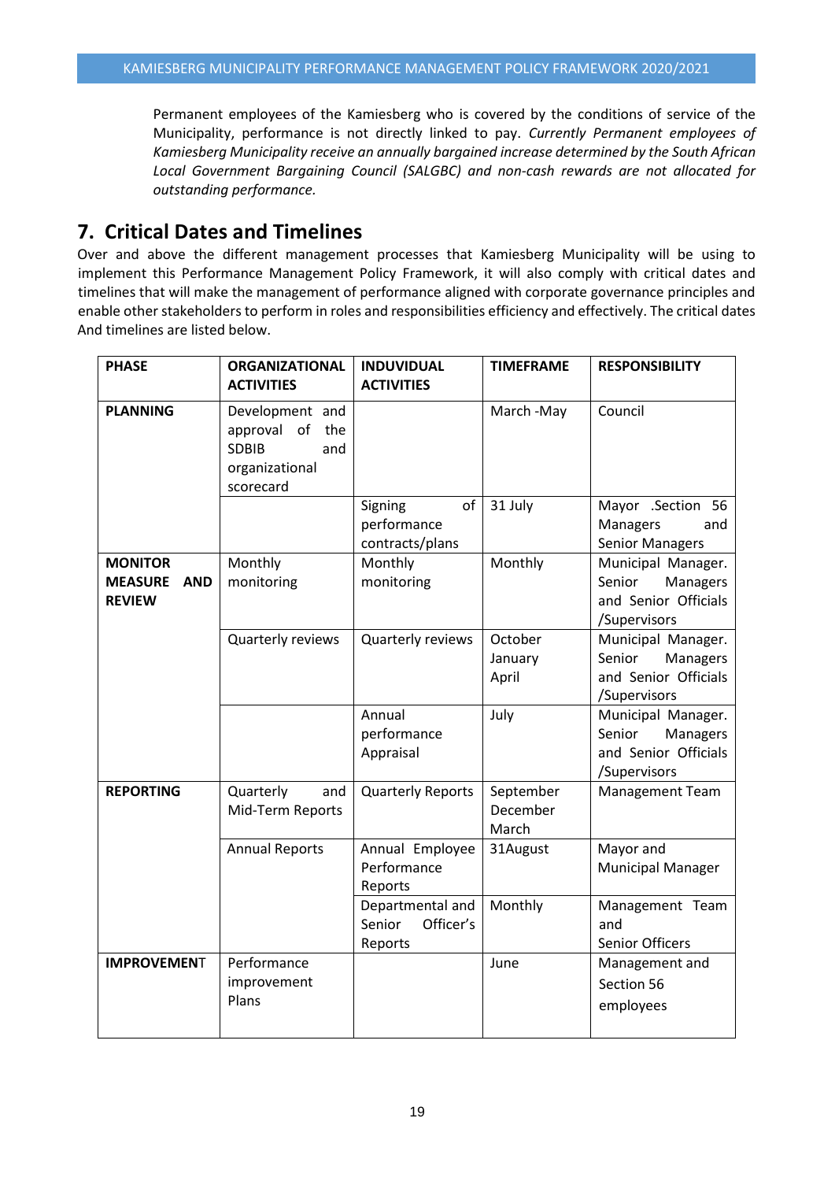Permanent employees of the Kamiesberg who is covered by the conditions of service of the Municipality, performance is not directly linked to pay. *Currently Permanent employees of Kamiesberg Municipality receive an annually bargained increase determined by the South African Local Government Bargaining Council (SALGBC) and non-cash rewards are not allocated for outstanding performance.*

## 7. Critical Dates and Timelines

Over and above the different management processes that Kamiesberg Municipality will be using to implement this Performance Management Policy Framework, it will also comply with critical dates and timelines that will make the management of performance aligned with corporate governance principles and enable other stakeholders to perform in roles and responsibilities efficiency and effectively. The critical dates And timelines are listed below.

| PHASE | ORGANIZATIONAL ACTIVITIES | INDUVIDUAL ACTIVITIES | TIMEFRAME | RESPONSIBILITY |
|---|---|---|---|---|
| **PLANNING** | Development and approval of the SDBIB and organizational scorecard | | March -May | Council |
| | | Signing of performance contracts/plans | 31 July | Mayor .Section 56 Managers and Senior Managers |
| **MONITOR MEASURE AND REVIEW** | Monthly monitoring | Monthly monitoring | Monthly | Municipal Manager. Senior Managers and Senior Officials /Supervisors |
| | Quarterly reviews | Quarterly reviews | October January April | Municipal Manager. Senior Managers and Senior Officials /Supervisors |
| | | Annual performance Appraisal | July | Municipal Manager. Senior Managers and Senior Officials /Supervisors |
| **REPORTING** | Quarterly and Mid-Term Reports | Quarterly Reports | September December March | Management Team |
| | Annual Reports | Annual Employee Performance Reports | 31August | Mayor and Municipal Manager |
| | | Departmental and Senior Officer's Reports | Monthly | Management Team and Senior Officers |
| **IMPROVEMENT** | Performance improvement Plans | | June | Management and Section 56 employees |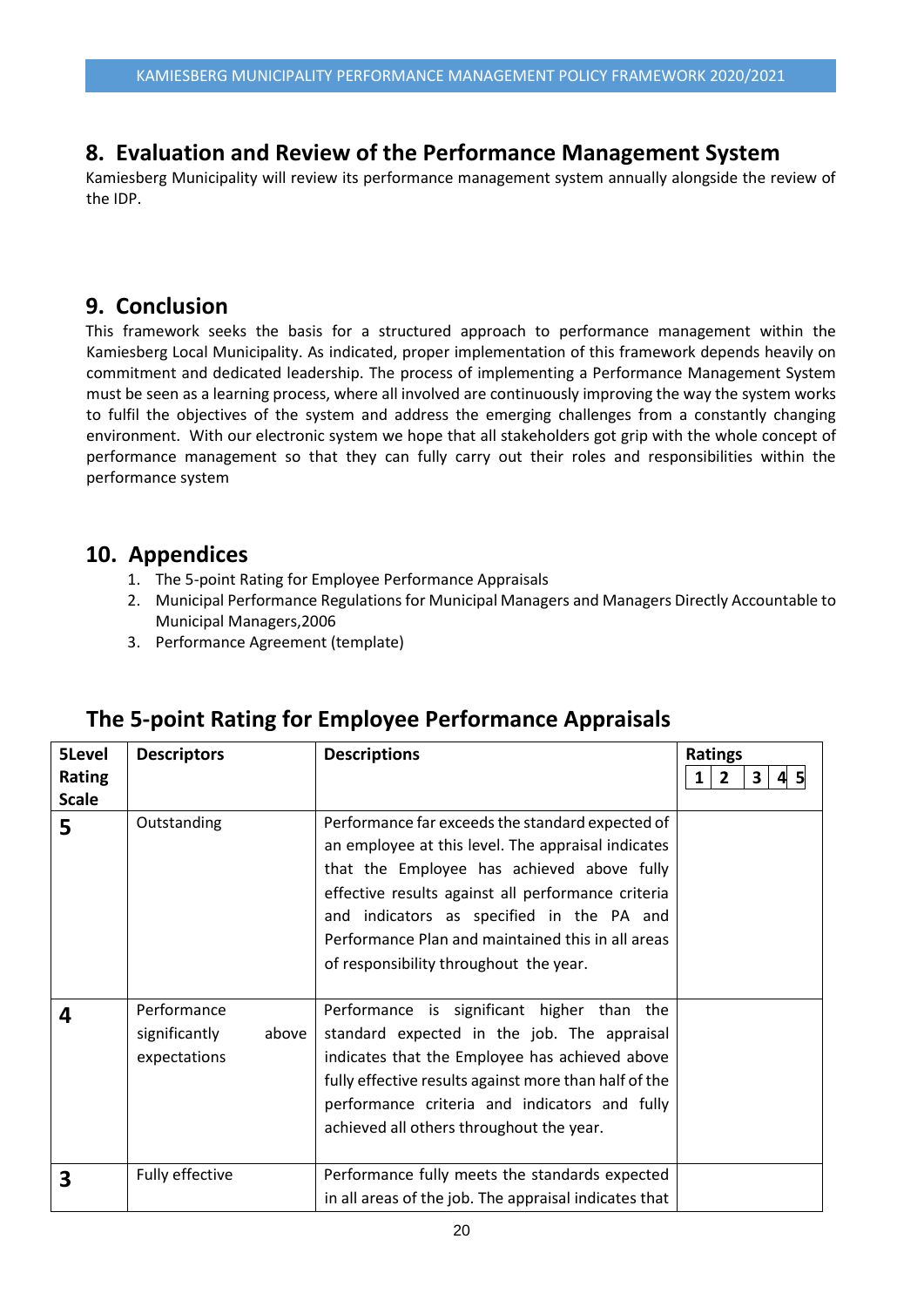## 8. Evaluation and Review of the Performance Management System

Kamiesberg Municipality will review its performance management system annually alongside the review of the IDP.

## 9. Conclusion

This framework seeks the basis for a structured approach to performance management within the Kamiesberg Local Municipality. As indicated, proper implementation of this framework depends heavily on commitment and dedicated leadership. The process of implementing a Performance Management System must be seen as a learning process, where all involved are continuously improving the way the system works to fulfil the objectives of the system and address the emerging challenges from a constantly changing environment. With our electronic system we hope that all stakeholders got grip with the whole concept of performance management so that they can fully carry out their roles and responsibilities within the performance system

## 10. Appendices

1. The 5-point Rating for Employee Performance Appraisals
2. Municipal Performance Regulations for Municipal Managers and Managers Directly Accountable to Municipal Managers,2006
3. Performance Agreement (template)

## The 5-point Rating for Employee Performance Appraisals

| 5Level Rating Scale | Descriptors | Descriptions | Ratings<br>1 2 3 4 5 |
|---|---|---|---|
| **5** | Outstanding | Performance far exceeds the standard expected of an employee at this level. The appraisal indicates that the Employee has achieved above fully effective results against all performance criteria and indicators as specified in the PA and Performance Plan and maintained this in all areas of responsibility throughout the year. | |
| **4** | Performance significantly above expectations | Performance is significant higher than the standard expected in the job. The appraisal indicates that the Employee has achieved above fully effective results against more than half of the performance criteria and indicators and fully achieved all others throughout the year. | |
| **3** | Fully effective | Performance fully meets the standards expected in all areas of the job. The appraisal indicates that | |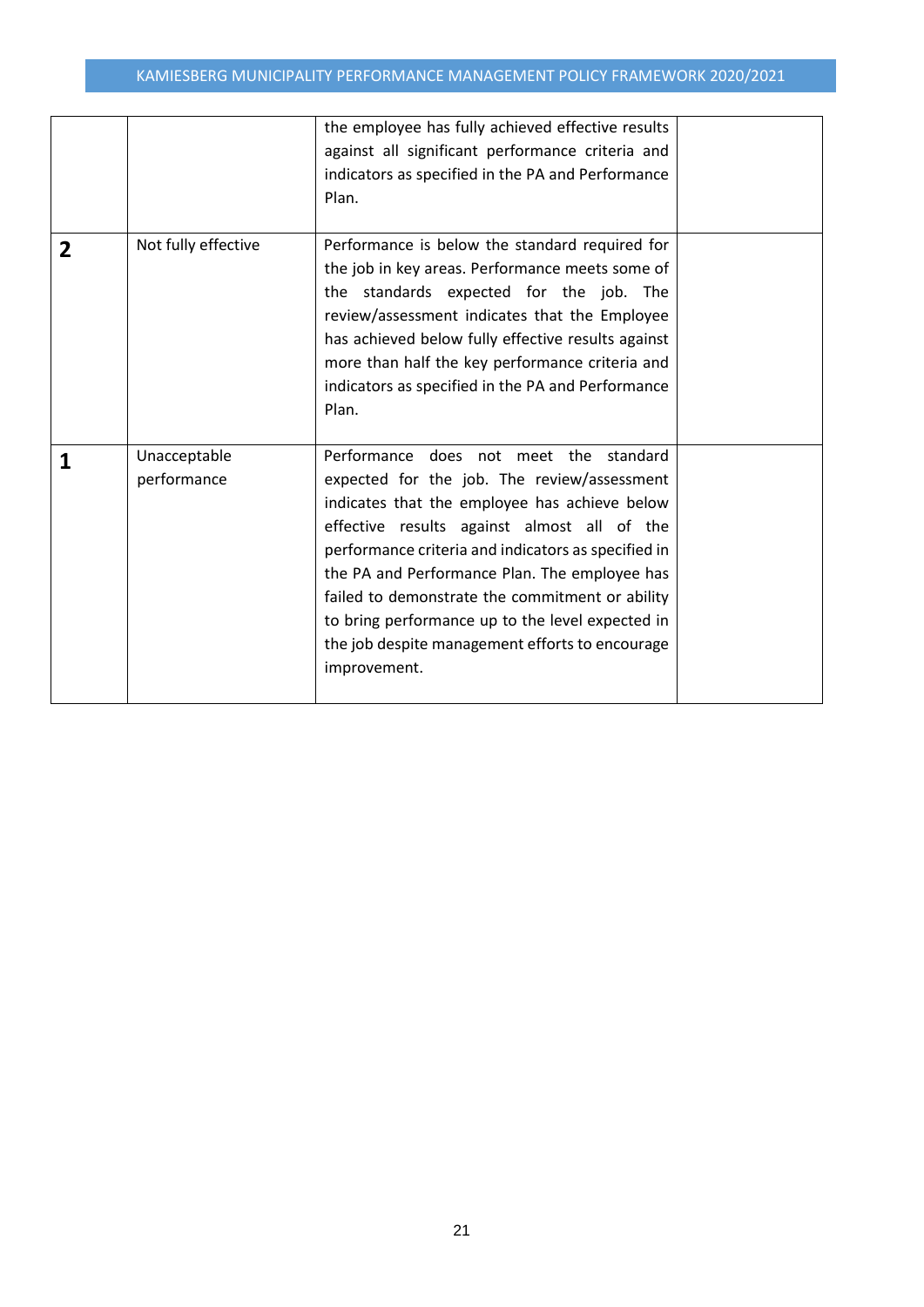| | | | |
|---|---|---|---|
| | | the employee has fully achieved effective results against all significant performance criteria and indicators as specified in the PA and Performance Plan. | |
| **2** | Not fully effective | Performance is below the standard required for the job in key areas. Performance meets some of the standards expected for the job. The review/assessment indicates that the Employee has achieved below fully effective results against more than half the key performance criteria and indicators as specified in the PA and Performance Plan. | |
| **1** | Unacceptable performance | Performance does not meet the standard expected for the job. The review/assessment indicates that the employee has achieve below effective results against almost all of the performance criteria and indicators as specified in the PA and Performance Plan. The employee has failed to demonstrate the commitment or ability to bring performance up to the level expected in the job despite management efforts to encourage improvement. | |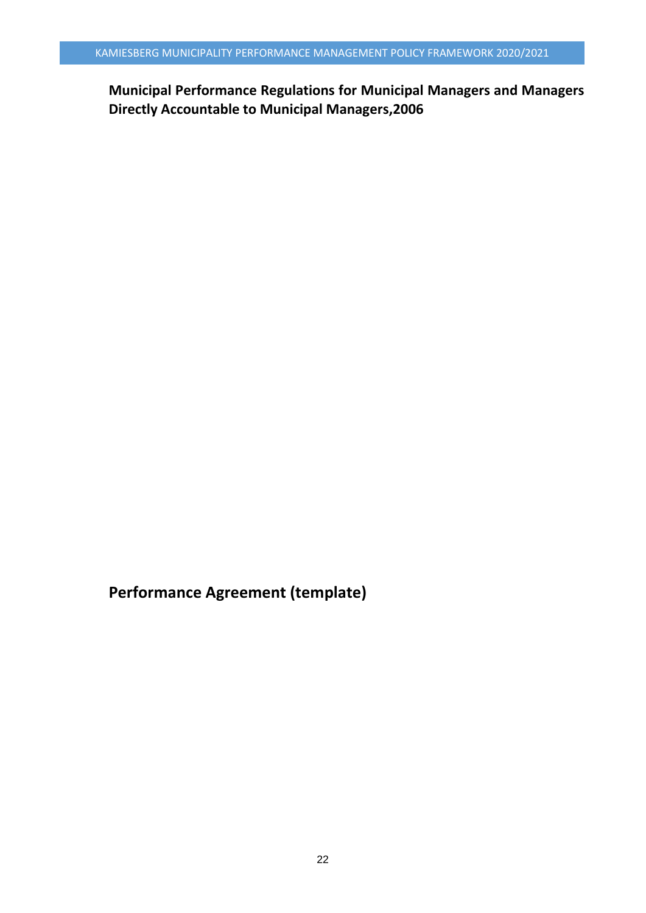**Municipal Performance Regulations for Municipal Managers and Managers Directly Accountable to Municipal Managers,2006**

## Performance Agreement (template)